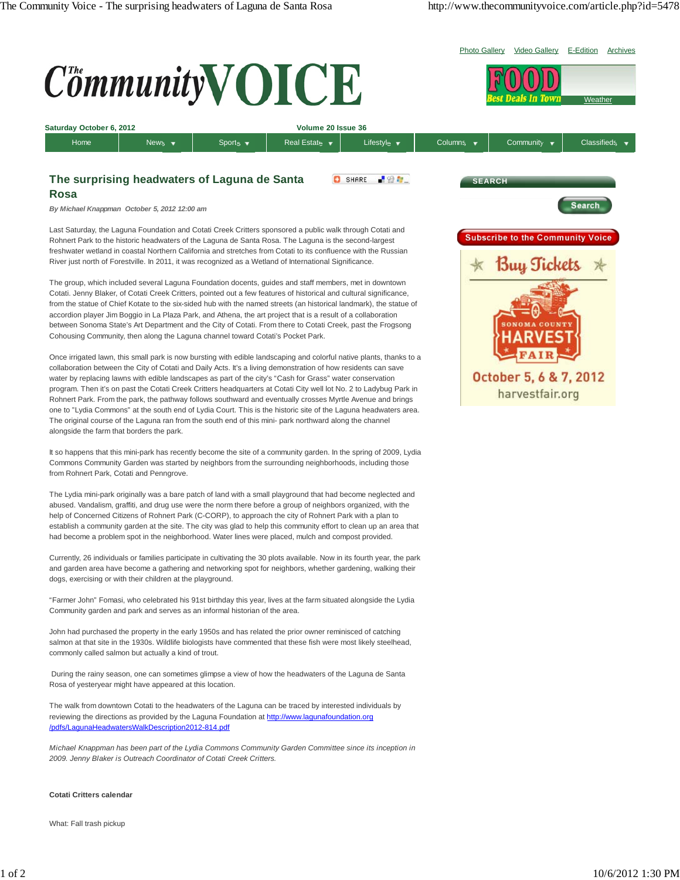# The surprising headwaters of Laguna de Santa Rosa

*By Michael Knappman October 5, 2012 12:00 am*

Last Saturday, the Laguna Foundation and Cotati Creek Critters sponsored a public walk through Cotati and Rohnert Park to the historic headwaters of the Laguna de Santa Rosa. The Laguna is the second-largest freshwater wetland in coastal Northern California and stretches from Cotati to its confluence with the Russian River just north of Forestville. In 2011, it was recognized as a Wetland of International Significance.

The group, which included several Laguna Foundation docents, guides and staff members, met in downtown Cotati. Jenny Blaker, of Cotati Creek Critters, pointed out a few features of historical and cultural significance, from the statue of Chief Kotate to the six-sided hub with the named streets (an historical landmark), the statue of accordion player Jim Boggio in La Plaza Park, and Athena, the art project that is a result of a collaboration between Sonoma State's Art Department and the City of Cotati. From there to Cotati Creek, past the Frogsong Cohousing Community, then along the Laguna channel toward Cotati's Pocket Park.

Once irrigated lawn, this small park is now bursting with edible landscaping and colorful native plants, thanks to a collaboration between the City of Cotati and Daily Acts. It's a living demonstration of how residents can save water by replacing lawns with edible landscapes as part of the city's "Cash for Grass" water conservation program. Then it's on past the Cotati Creek Critters headquarters at Cotati City well lot No. 2 to Ladybug Park in Rohnert Park. From the park, the pathway follows southward and eventually crosses Myrtle Avenue and brings one to "Lydia Commons" at the south end of Lydia Court. This is the historic site of the Laguna headwaters area. The original course of the Laguna ran from the south end of this mini- park northward along the channel alongside the farm that borders the park.

It so happens that this mini-park has recently become the site of a community garden. In the spring of 2009, Lydia Commons Community Garden was started by neighbors from the surrounding neighborhoods, including those from Rohnert Park, Cotati and Penngrove.

The Lydia mini-park originally was a bare patch of land with a small playground that had become neglected and abused. Vandalism, graffiti, and drug use were the norm there before a group of neighbors organized, with the help of Concerned Citizens of Rohnert Park (C-CORP), to approach the city of Rohnert Park with a plan to establish a community garden at the site. The city was glad to help this community effort to clean up an area that had become a problem spot in the neighborhood. Water lines were placed, mulch and compost provided.

Currently, 26 individuals or families participate in cultivating the 30 plots available. Now in its fourth year, the park and garden area have become a gathering and networking spot for neighbors, whether gardening, walking their dogs, exercising or with their children at the playground.

"Farmer John" Fomasi, who celebrated his 91st birthday this year, lives at the farm situated alongside the Lydia Community garden and park and serves as an informal historian of the area.

John had purchased the property in the early 1950s and has related the prior owner reminisced of catching salmon at that site in the 1930s. Wildlife biologists have commented that these fish were most likely steelhead, commonly called salmon but actually a kind of trout.

During the rainy season, one can sometimes glimpse a view of how the headwaters of the Laguna de Santa Rosa of yesteryear might have appeared at this location.

The walk from downtown Cotati to the headwaters of the Laguna can be traced by interested individuals by reviewing the directions as provided by the Laguna Foundation at http://www.lagunafoundation.org/pdfs/LagunaHeadwatersWalkDescription2012-814.pdf

*Michael Knappman has been part of the Lydia Commons Community Garden Committee since its inception in 2009. Jenny Blaker is Outreach Coordinator of Cotati Creek Critters.*

**Cotati Critters calendar**

What: Fall trash pickup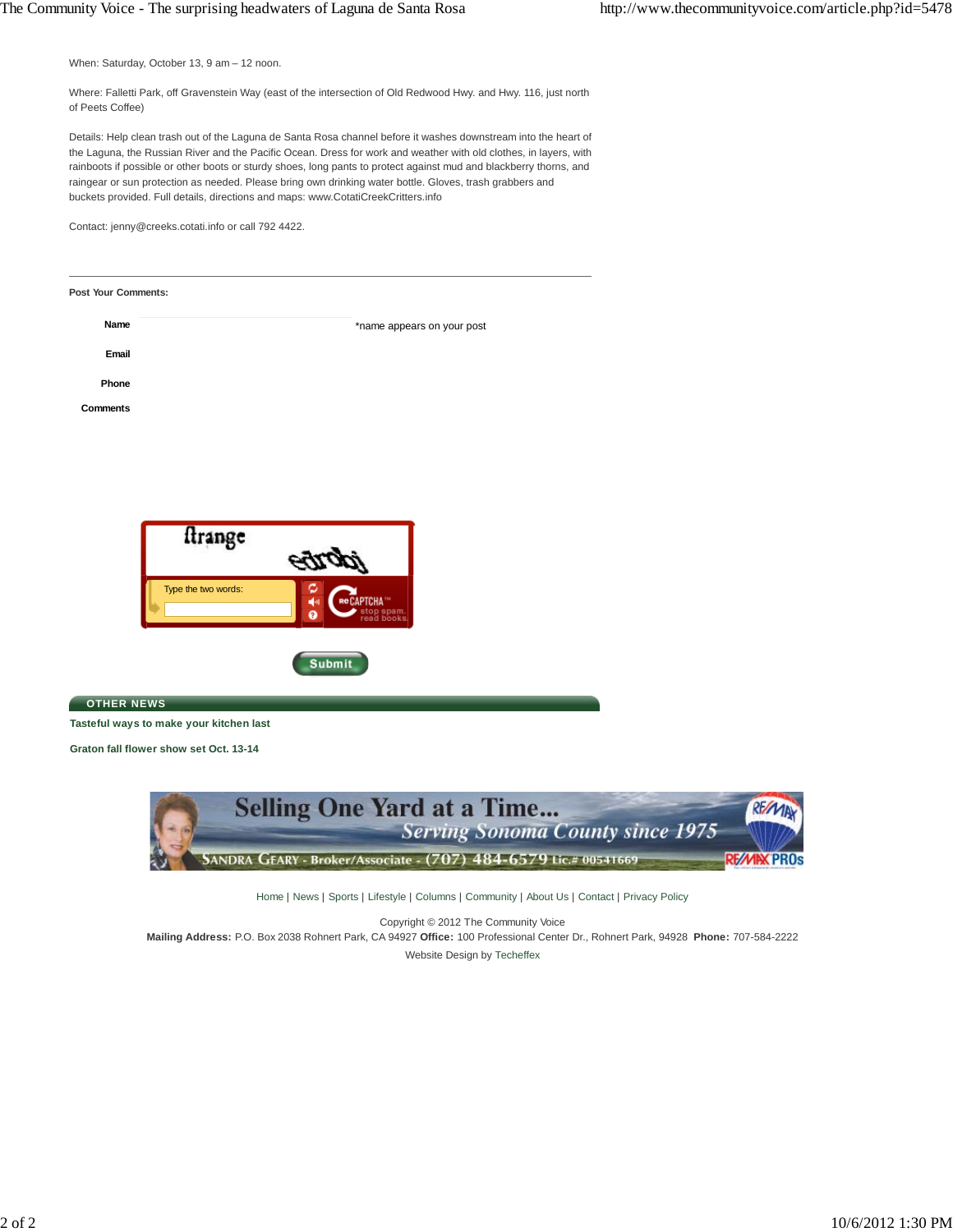When: Saturday, October 13, 9 am – 12 noon.

Where: Falletti Park, off Gravenstein Way (east of the intersection of Old Redwood Hwy. and Hwy. 116, just north of Peets Coffee)

Details: Help clean trash out of the Laguna de Santa Rosa channel before it washes downstream into the heart of the Laguna, the Russian River and the Pacific Ocean. Dress for work and weather with old clothes, in layers, with rainboots if possible or other boots or sturdy shoes, long pants to protect against mud and blackberry thorns, and raingear or sun protection as needed. Please bring own drinking water bottle. Gloves, trash grabbers and buckets provided. Full details, directions and maps: www.CotatiCreekCritters.info

Contact: jenny@creeks.cotati.info or call 792 4422.

---

**Post Your Comments:**

**Name** *name appears on your post

**Email**

**Phone**

**Comments**

Type the two words:

Submit

## OTHER NEWS

**Tasteful ways to make your kitchen last**

**Graton fall flower show set Oct. 13-14**

Selling One Yard at a Time...
Serving Sonoma County since 1975
SANDRA GEARY - Broker/Associate - (707) 484-6579 Lic.# 00541669
RE/MAX PROs

Home | News | Sports | Lifestyle | Columns | Community | About Us | Contact | Privacy Policy

Copyright © 2012 The Community Voice
**Mailing Address:** P.O. Box 2038 Rohnert Park, CA 94927 **Office:** 100 Professional Center Dr., Rohnert Park, 94928 **Phone:** 707-584-2222
Website Design by Techeffex